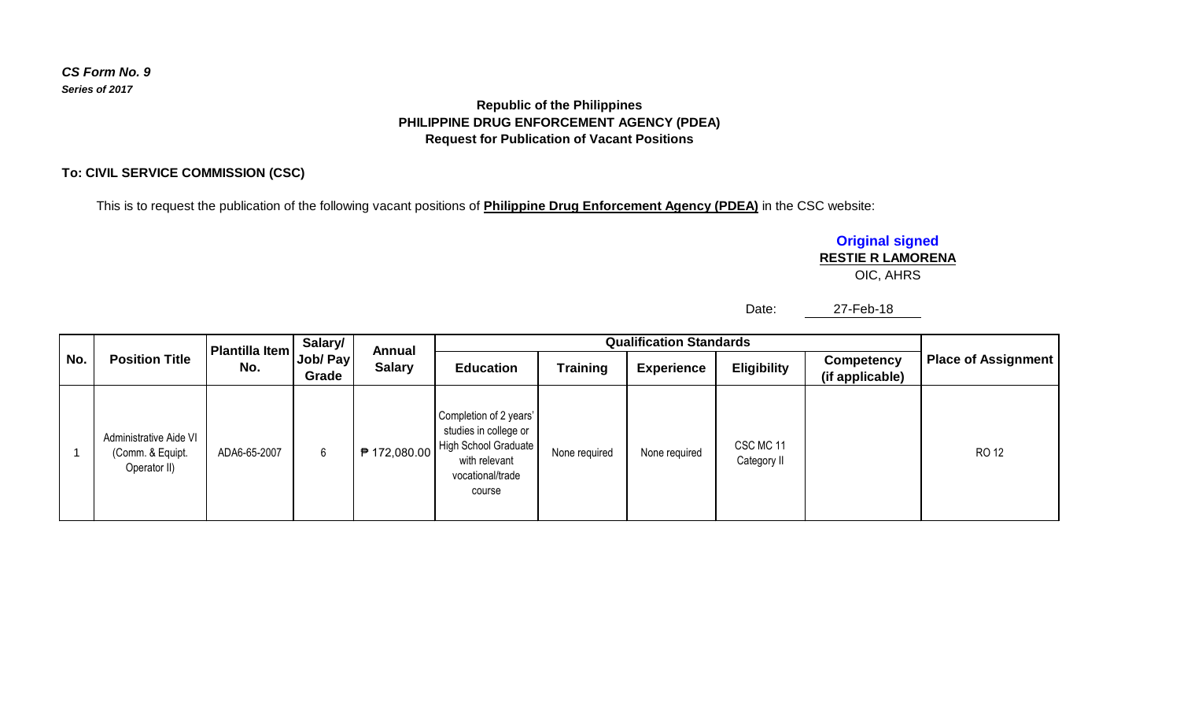*CS Form No. 9*
***Series of 2017***

**Republic of the Philippines**
**PHILIPPINE DRUG ENFORCEMENT AGENCY (PDEA)**
**Request for Publication of Vacant Positions**

**To: CIVIL SERVICE COMMISSION (CSC)**

This is to request the publication of the following vacant positions of **Philippine Drug Enforcement Agency (PDEA)** in the CSC website:

**Original signed**
**RESTIE R LAMORENA**
OIC, AHRS

Date: 27-Feb-18

| No. | Position Title | Plantilla Item No. | Salary/ Job/ Pay Grade | Annual Salary | Qualification Standards | | | | | Place of Assignment |
|---|---|---|---|---|---|---|---|---|---|---|
| | | | | | Education | Training | Experience | Eligibility | Competency (if applicable) | |
| 1 | Administrative Aide VI (Comm. & Equipt. Operator II) | ADA6-65-2007 | 6 | ₱ 172,080.00 | Completion of 2 years' studies in college or High School Graduate with relevant vocational/trade course | None required | None required | CSC MC 11 Category II | | RO 12 |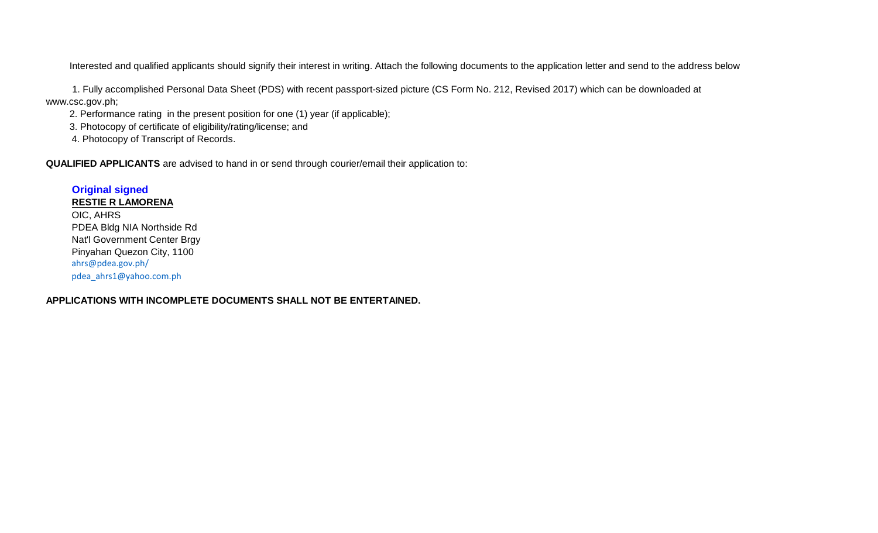Interested and qualified applicants should signify their interest in writing. Attach the following documents to the application letter and send to the address below

1. Fully accomplished Personal Data Sheet (PDS) with recent passport-sized picture (CS Form No. 212, Revised 2017) which can be downloaded at www.csc.gov.ph;
2. Performance rating in the present position for one (1) year (if applicable);
3. Photocopy of certificate of eligibility/rating/license; and
4. Photocopy of Transcript of Records.

**QUALIFIED APPLICANTS** are advised to hand in or send through courier/email their application to:

**Original signed**
**RESTIE R LAMORENA**
OIC, AHRS
PDEA Bldg NIA Northside Rd
Nat'l Government Center Brgy
Pinyahan Quezon City, 1100
ahrs@pdea.gov.ph/
pdea_ahrs1@yahoo.com.ph

**APPLICATIONS WITH INCOMPLETE DOCUMENTS SHALL NOT BE ENTERTAINED.**